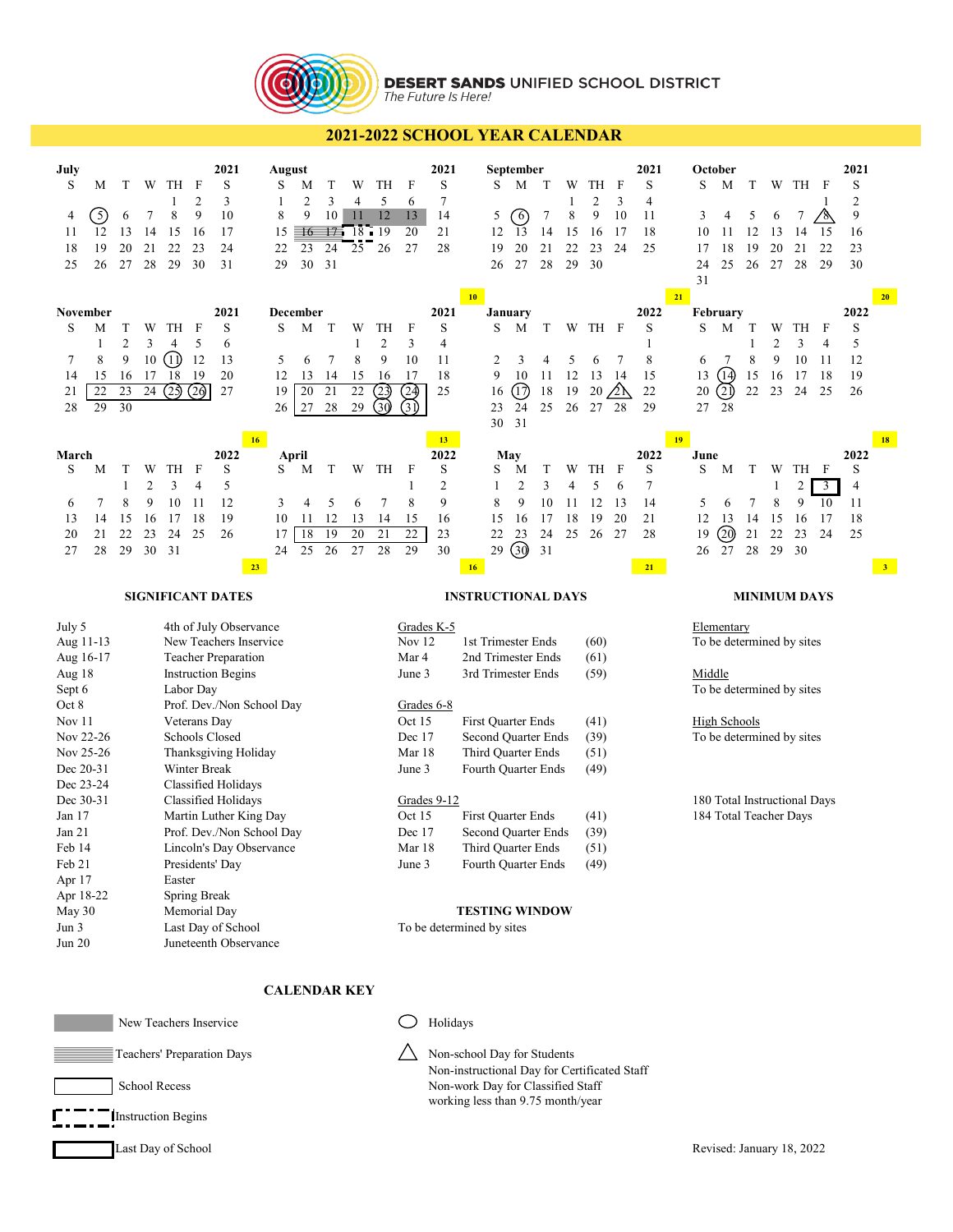**DESERT SANDS UNIFIED SCHOOL DISTRICT**
*The Future Is Here!*

# 2021-2022 SCHOOL YEAR CALENDAR

**July 2021**

| S | M | T | W | TH | F | S |
|---|---|---|---|---|---|---|
| | | | | 1 | 2 | 3 |
| 4 | 5 | 6 | 7 | 8 | 9 | 10 |
| 11 | 12 | 13 | 14 | 15 | 16 | 17 |
| 18 | 19 | 20 | 21 | 22 | 23 | 24 |
| 25 | 26 | 27 | 28 | 29 | 30 | 31 |

**August 2021** — 10

| S | M | T | W | TH | F | S |
|---|---|---|---|---|---|---|
| 1 | 2 | 3 | 4 | 5 | 6 | 7 |
| 8 | 9 | 10 | 11 | 12 | 13 | 14 |
| 15 | 16 | 17 | 18 | 19 | 20 | 21 |
| 22 | 23 | 24 | 25 | 26 | 27 | 28 |
| 29 | 30 | 31 | | | | |

**September 2021** — 21

| S | M | T | W | TH | F | S |
|---|---|---|---|---|---|---|
| | | | 1 | 2 | 3 | 4 |
| 5 | 6 | 7 | 8 | 9 | 10 | 11 |
| 12 | 13 | 14 | 15 | 16 | 17 | 18 |
| 19 | 20 | 21 | 22 | 23 | 24 | 25 |
| 26 | 27 | 28 | 29 | 30 | | |

**October 2021** — 20

| S | M | T | W | TH | F | S |
|---|---|---|---|---|---|---|
| | | | | | 1 | 2 |
| 3 | 4 | 5 | 6 | 7 | 8 | 9 |
| 10 | 11 | 12 | 13 | 14 | 15 | 16 |
| 17 | 18 | 19 | 20 | 21 | 22 | 23 |
| 24 | 25 | 26 | 27 | 28 | 29 | 30 |
| 31 | | | | | | |

**November 2021** — 16

| S | M | T | W | TH | F | S |
|---|---|---|---|---|---|---|
| | 1 | 2 | 3 | 4 | 5 | 6 |
| 7 | 8 | 9 | 10 | 11 | 12 | 13 |
| 14 | 15 | 16 | 17 | 18 | 19 | 20 |
| 21 | 22 | 23 | 24 | 25 | 26 | 27 |
| 28 | 29 | 30 | | | | |

**December 2021** — 13

| S | M | T | W | TH | F | S |
|---|---|---|---|---|---|---|
| | | | 1 | 2 | 3 | 4 |
| 5 | 6 | 7 | 8 | 9 | 10 | 11 |
| 12 | 13 | 14 | 15 | 16 | 17 | 18 |
| 19 | 20 | 21 | 22 | 23 | 24 | 25 |
| 26 | 27 | 28 | 29 | 30 | 31 | |

**January 2022** — 19

| S | M | T | W | TH | F | S |
|---|---|---|---|---|---|---|
| | | | | | | 1 |
| 2 | 3 | 4 | 5 | 6 | 7 | 8 |
| 9 | 10 | 11 | 12 | 13 | 14 | 15 |
| 16 | 17 | 18 | 19 | 20 | 21 | 22 |
| 23 | 24 | 25 | 26 | 27 | 28 | 29 |
| 30 | 31 | | | | | |

**February 2022** — 18

| S | M | T | W | TH | F | S |
|---|---|---|---|---|---|---|
| | | 1 | 2 | 3 | 4 | 5 |
| 6 | 7 | 8 | 9 | 10 | 11 | 12 |
| 13 | 14 | 15 | 16 | 17 | 18 | 19 |
| 20 | 21 | 22 | 23 | 24 | 25 | 26 |
| 27 | 28 | | | | | |

**March 2022** — 23

| S | M | T | W | TH | F | S |
|---|---|---|---|---|---|---|
| | | 1 | 2 | 3 | 4 | 5 |
| 6 | 7 | 8 | 9 | 10 | 11 | 12 |
| 13 | 14 | 15 | 16 | 17 | 18 | 19 |
| 20 | 21 | 22 | 23 | 24 | 25 | 26 |
| 27 | 28 | 29 | 30 | 31 | | |

**April 2022** — 16

| S | M | T | W | TH | F | S |
|---|---|---|---|---|---|---|
| | | | | | 1 | 2 |
| 3 | 4 | 5 | 6 | 7 | 8 | 9 |
| 10 | 11 | 12 | 13 | 14 | 15 | 16 |
| 17 | 18 | 19 | 20 | 21 | 22 | 23 |
| 24 | 25 | 26 | 27 | 28 | 29 | 30 |

**May 2022** — 21

| S | M | T | W | TH | F | S |
|---|---|---|---|---|---|---|
| 1 | 2 | 3 | 4 | 5 | 6 | 7 |
| 8 | 9 | 10 | 11 | 12 | 13 | 14 |
| 15 | 16 | 17 | 18 | 19 | 20 | 21 |
| 22 | 23 | 24 | 25 | 26 | 27 | 28 |
| 29 | 30 | 31 | | | | |

**June 2022** — 3

| S | M | T | W | TH | F | S |
|---|---|---|---|---|---|---|
| | | | 1 | 2 | 3 | 4 |
| 5 | 6 | 7 | 8 | 9 | 10 | 11 |
| 12 | 13 | 14 | 15 | 16 | 17 | 18 |
| 19 | 20 | 21 | 22 | 23 | 24 | 25 |
| 26 | 27 | 28 | 29 | 30 | | |

## SIGNIFICANT DATES

| | |
|---|---|
| July 5 | 4th of July Observance |
| Aug 11-13 | New Teachers Inservice |
| Aug 16-17 | Teacher Preparation |
| Aug 18 | Instruction Begins |
| Sept 6 | Labor Day |
| Oct 8 | Prof. Dev./Non School Day |
| Nov 11 | Veterans Day |
| Nov 22-26 | Schools Closed |
| Nov 25-26 | Thanksgiving Holiday |
| Dec 20-31 | Winter Break |
| Dec 23-24 | Classified Holidays |
| Dec 30-31 | Classified Holidays |
| Jan 17 | Martin Luther King Day |
| Jan 21 | Prof. Dev./Non School Day |
| Feb 14 | Lincoln's Day Observance |
| Feb 21 | Presidents' Day |
| Apr 17 | Easter |
| Apr 18-22 | Spring Break |
| May 30 | Memorial Day |
| Jun 3 | Last Day of School |
| Jun 20 | Juneteenth Observance |

## INSTRUCTIONAL DAYS

Grades K-5

| | | |
|---|---|---|
| Nov 12 | 1st Trimester Ends | (60) |
| Mar 4 | 2nd Trimester Ends | (61) |
| June 3 | 3rd Trimester Ends | (59) |

Grades 6-8

| | | |
|---|---|---|
| Oct 15 | First Quarter Ends | (41) |
| Dec 17 | Second Quarter Ends | (39) |
| Mar 18 | Third Quarter Ends | (51) |
| June 3 | Fourth Quarter Ends | (49) |

Grades 9-12

| | | |
|---|---|---|
| Oct 15 | First Quarter Ends | (41) |
| Dec 17 | Second Quarter Ends | (39) |
| Mar 18 | Third Quarter Ends | (51) |
| June 3 | Fourth Quarter Ends | (49) |

## TESTING WINDOW

To be determined by sites

## MINIMUM DAYS

Elementary
To be determined by sites

Middle
To be determined by sites

High Schools
To be determined by sites

180 Total Instructional Days
184 Total Teacher Days

## CALENDAR KEY

- New Teachers Inservice
- Teachers' Preparation Days
- School Recess
- Instruction Begins
- Last Day of School
- ◯ Holidays
- △ Non-school Day for Students
  Non-instructional Day for Certificated Staff
  Non-work Day for Classified Staff
  working less than 9.75 month/year

Revised: January 18, 2022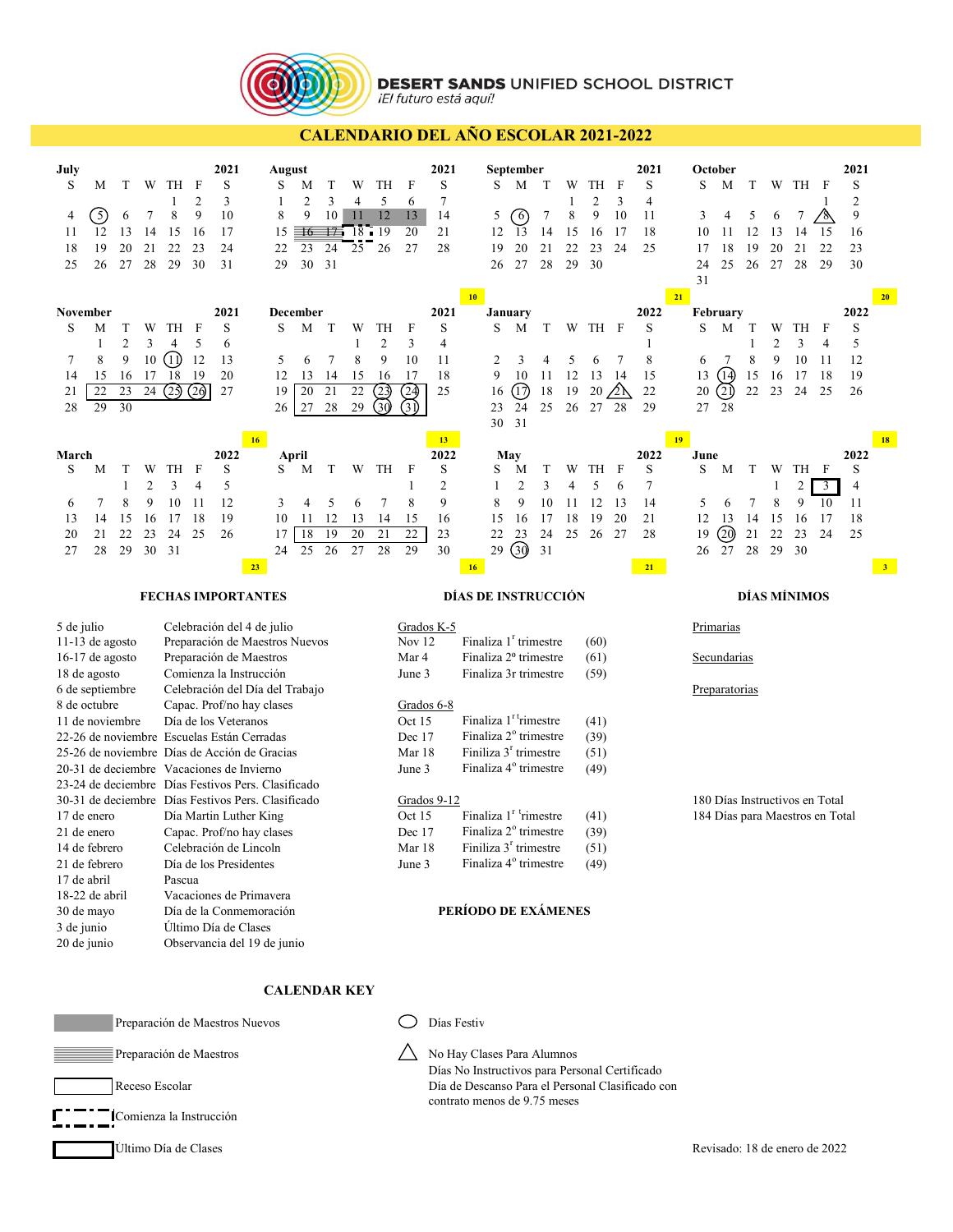DESERT SANDS UNIFIED SCHOOL DISTRICT

*¡El futuro está aquí!*

# CALENDARIO DEL AÑO ESCOLAR 2021-2022

**July 2021**

| S | M | T | W | TH | F | S |
|---|---|---|---|---|---|---|
| | | | | 1 | 2 | 3 |
| 4 | (5) | 6 | 7 | 8 | 9 | 10 |
| 11 | 12 | 13 | 14 | 15 | 16 | 17 |
| 18 | 19 | 20 | 21 | 22 | 23 | 24 |
| 25 | 26 | 27 | 28 | 29 | 30 | 31 |

**August 2021**

| S | M | T | W | TH | F | S |
|---|---|---|---|---|---|---|
| 1 | 2 | 3 | 4 | 5 | 6 | 7 |
| 8 | 9 | 10 | 11 | 12 | 13 | 14 |
| 15 | 16 | 17 | 18 | 19 | 20 | 21 |
| 22 | 23 | 24 | 25 | 26 | 27 | 28 |
| 29 | 30 | 31 | | | | |

10

**September 2021**

| S | M | T | W | TH | F | S |
|---|---|---|---|---|---|---|
| | | | 1 | 2 | 3 | 4 |
| 5 | (6) | 7 | 8 | 9 | 10 | 11 |
| 12 | 13 | 14 | 15 | 16 | 17 | 18 |
| 19 | 20 | 21 | 22 | 23 | 24 | 25 |
| 26 | 27 | 28 | 29 | 30 | | |

21

**October 2021**

| S | M | T | W | TH | F | S |
|---|---|---|---|---|---|---|
| | | | | | 1 | 2 |
| 3 | 4 | 5 | 6 | 7 | △8 | 9 |
| 10 | 11 | 12 | 13 | 14 | 15 | 16 |
| 17 | 18 | 19 | 20 | 21 | 22 | 23 |
| 24 | 25 | 26 | 27 | 28 | 29 | 30 |
| 31 | | | | | | |

20

**November 2021**

| S | M | T | W | TH | F | S |
|---|---|---|---|---|---|---|
| | 1 | 2 | 3 | 4 | 5 | 6 |
| 7 | 8 | 9 | 10 | (11) | 12 | 13 |
| 14 | 15 | 16 | 17 | 18 | 19 | 20 |
| 21 | 22 | 23 | 24 | (25) | (26) | 27 |
| 28 | 29 | 30 | | | | |

16

**December 2021**

| S | M | T | W | TH | F | S |
|---|---|---|---|---|---|---|
| | | | 1 | 2 | 3 | 4 |
| 5 | 6 | 7 | 8 | 9 | 10 | 11 |
| 12 | 13 | 14 | 15 | 16 | 17 | 18 |
| 19 | 20 | 21 | 22 | (23) | (24) | 25 |
| 26 | 27 | 28 | 29 | (30) | (31) | |

13

**January 2022**

| S | M | T | W | TH | F | S |
|---|---|---|---|---|---|---|
| | | | | | | 1 |
| 2 | 3 | 4 | 5 | 6 | 7 | 8 |
| 9 | 10 | 11 | 12 | 13 | 14 | 15 |
| 16 | (17) | 18 | 19 | 20 | △21 | 22 |
| 23 | 24 | 25 | 26 | 27 | 28 | 29 |
| 30 | 31 | | | | | |

19

**February 2022**

| S | M | T | W | TH | F | S |
|---|---|---|---|---|---|---|
| | | 1 | 2 | 3 | 4 | 5 |
| 6 | 7 | 8 | 9 | 10 | 11 | 12 |
| 13 | (14) | 15 | 16 | 17 | 18 | 19 |
| 20 | (21) | 22 | 23 | 24 | 25 | 26 |
| 27 | 28 | | | | | |

18

**March 2022**

| S | M | T | W | TH | F | S |
|---|---|---|---|---|---|---|
| | | 1 | 2 | 3 | 4 | 5 |
| 6 | 7 | 8 | 9 | 10 | 11 | 12 |
| 13 | 14 | 15 | 16 | 17 | 18 | 19 |
| 20 | 21 | 22 | 23 | 24 | 25 | 26 |
| 27 | 28 | 29 | 30 | 31 | | |

23

**April 2022**

| S | M | T | W | TH | F | S |
|---|---|---|---|---|---|---|
| | | | | | 1 | 2 |
| 3 | 4 | 5 | 6 | 7 | 8 | 9 |
| 10 | 11 | 12 | 13 | 14 | 15 | 16 |
| 17 | 18 | 19 | 20 | 21 | 22 | 23 |
| 24 | 25 | 26 | 27 | 28 | 29 | 30 |

16

**May 2022**

| S | M | T | W | TH | F | S |
|---|---|---|---|---|---|---|
| 1 | 2 | 3 | 4 | 5 | 6 | 7 |
| 8 | 9 | 10 | 11 | 12 | 13 | 14 |
| 15 | 16 | 17 | 18 | 19 | 20 | 21 |
| 22 | 23 | 24 | 25 | 26 | 27 | 28 |
| 29 | (30) | 31 | | | | |

21

**June 2022**

| S | M | T | W | TH | F | S |
|---|---|---|---|---|---|---|
| | | | 1 | 2 | 3 | 4 |
| 5 | 6 | 7 | 8 | 9 | 10 | 11 |
| 12 | 13 | 14 | 15 | 16 | 17 | 18 |
| 19 | (20) | 21 | 22 | 23 | 24 | 25 |
| 26 | 27 | 28 | 29 | 30 | | |

3

## FECHAS IMPORTANTES

| | |
|---|---|
| 5 de julio | Celebración del 4 de julio |
| 11-13 de agosto | Preparación de Maestros Nuevos |
| 16-17 de agosto | Preparación de Maestros |
| 18 de agosto | Comienza la Instrucción |
| 6 de septiembre | Celebración del Día del Trabajo |
| 8 de octubre | Capac. Prof/no hay clases |
| 11 de noviembre | Día de los Veteranos |
| 22-26 de noviembre | Escuelas Están Cerradas |
| 25-26 de noviembre | Días de Acción de Gracias |
| 20-31 de deciembre | Vacaciones de Invierno |
| 23-24 de deciembre | Días Festivos Pers. Clasificado |
| 30-31 de deciembre | Días Festivos Pers. Clasificado |
| 17 de enero | Día Martin Luther King |
| 21 de enero | Capac. Prof/no hay clases |
| 14 de febrero | Celebración de Lincoln |
| 21 de febrero | Día de los Presidentes |
| 17 de abril | Pascua |
| 18-22 de abril | Vacaciones de Primavera |
| 30 de mayo | Día de la Conmemoración |
| 3 de junio | Último Día de Clases |
| 20 de junio | Observancia del 19 de junio |

## DÍAS DE INSTRUCCIÓN

Grados K-5

| | | |
|---|---|---|
| Nov 12 | Finaliza 1r trimestre | (60) |
| Mar 4 | Finaliza 2º trimestre | (61) |
| June 3 | Finaliza 3r trimestre | (59) |

Grados 6-8

| | | |
|---|---|---|
| Oct 15 | Finaliza 1r trimestre | (41) |
| Dec 17 | Finaliza 2º trimestre | (39) |
| Mar 18 | Finiliza 3r trimestre | (51) |
| June 3 | Finaliza 4º trimestre | (49) |

Grados 9-12

| | | |
|---|---|---|
| Oct 15 | Finaliza 1r trimestre | (41) |
| Dec 17 | Finaliza 2º trimestre | (39) |
| Mar 18 | Finiliza 3r trimestre | (51) |
| June 3 | Finaliza 4º trimestre | (49) |

## DÍAS MÍNIMOS

Primarias

Secundarias

Preparatorias

180 Días Instructivos en Total
184 Días para Maestros en Total

## PERÍODO DE EXÁMENES

## CALENDAR KEY

- (sombreado gris) Preparación de Maestros Nuevos
- (rayado) Preparación de Maestros
- (recuadro) Receso Escolar
- (recuadro discontinuo) Comienza la Instrucción
- (recuadro grueso) Ultimo Día de Clases
- ○ Días Festiv
- △ No Hay Clases Para Alumnos
  Días No Instructivos para Personal Certificado
  Día de Descanso Para el Personal Clasificado con contrato menos de 9.75 meses

Revisado: 18 de enero de 2022